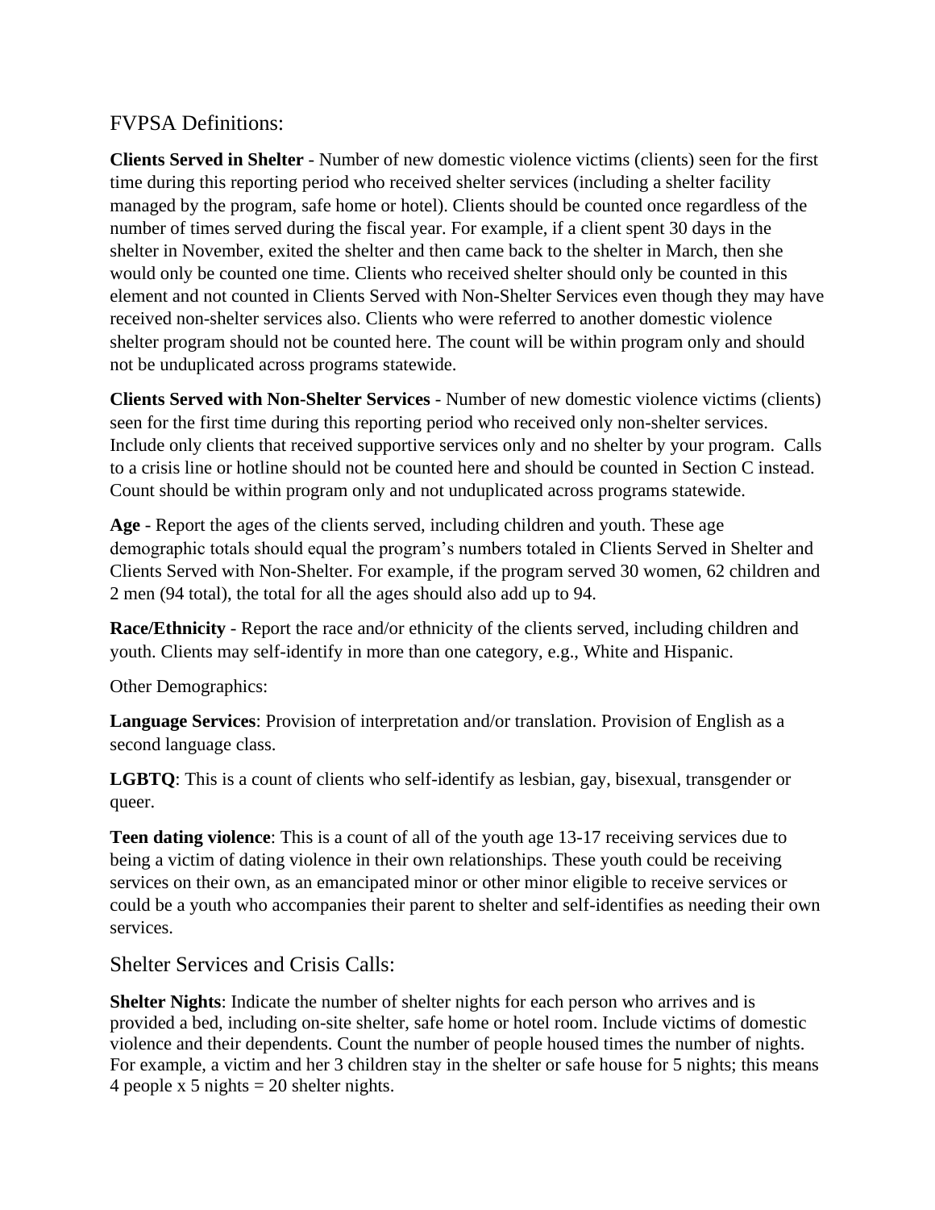## FVPSA Definitions:

**Clients Served in Shelter** - Number of new domestic violence victims (clients) seen for the first time during this reporting period who received shelter services (including a shelter facility managed by the program, safe home or hotel). Clients should be counted once regardless of the number of times served during the fiscal year. For example, if a client spent 30 days in the shelter in November, exited the shelter and then came back to the shelter in March, then she would only be counted one time. Clients who received shelter should only be counted in this element and not counted in Clients Served with Non-Shelter Services even though they may have received non-shelter services also. Clients who were referred to another domestic violence shelter program should not be counted here. The count will be within program only and should not be unduplicated across programs statewide.

**Clients Served with Non-Shelter Services** - Number of new domestic violence victims (clients) seen for the first time during this reporting period who received only non-shelter services. Include only clients that received supportive services only and no shelter by your program. Calls to a crisis line or hotline should not be counted here and should be counted in Section C instead. Count should be within program only and not unduplicated across programs statewide.

**Age** - Report the ages of the clients served, including children and youth. These age demographic totals should equal the program's numbers totaled in Clients Served in Shelter and Clients Served with Non-Shelter. For example, if the program served 30 women, 62 children and 2 men (94 total), the total for all the ages should also add up to 94.

**Race/Ethnicity** - Report the race and/or ethnicity of the clients served, including children and youth. Clients may self-identify in more than one category, e.g., White and Hispanic.

Other Demographics:

**Language Services**: Provision of interpretation and/or translation. Provision of English as a second language class.

**LGBTQ**: This is a count of clients who self-identify as lesbian, gay, bisexual, transgender or queer.

**Teen dating violence**: This is a count of all of the youth age 13-17 receiving services due to being a victim of dating violence in their own relationships. These youth could be receiving services on their own, as an emancipated minor or other minor eligible to receive services or could be a youth who accompanies their parent to shelter and self-identifies as needing their own services.

## Shelter Services and Crisis Calls:

**Shelter Nights**: Indicate the number of shelter nights for each person who arrives and is provided a bed, including on-site shelter, safe home or hotel room. Include victims of domestic violence and their dependents. Count the number of people housed times the number of nights. For example, a victim and her 3 children stay in the shelter or safe house for 5 nights; this means 4 people x 5 nights = 20 shelter nights.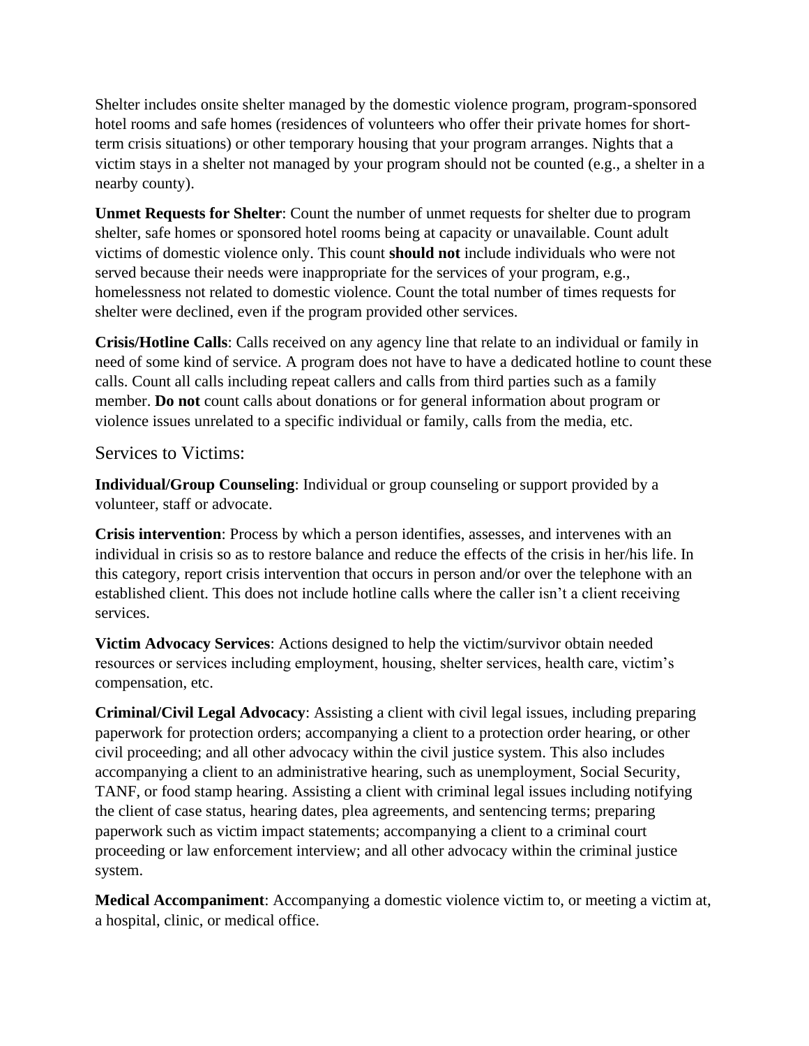Shelter includes onsite shelter managed by the domestic violence program, program-sponsored hotel rooms and safe homes (residences of volunteers who offer their private homes for short-term crisis situations) or other temporary housing that your program arranges. Nights that a victim stays in a shelter not managed by your program should not be counted (e.g., a shelter in a nearby county).

**Unmet Requests for Shelter**: Count the number of unmet requests for shelter due to program shelter, safe homes or sponsored hotel rooms being at capacity or unavailable. Count adult victims of domestic violence only. This count **should not** include individuals who were not served because their needs were inappropriate for the services of your program, e.g., homelessness not related to domestic violence. Count the total number of times requests for shelter were declined, even if the program provided other services.

**Crisis/Hotline Calls**: Calls received on any agency line that relate to an individual or family in need of some kind of service. A program does not have to have a dedicated hotline to count these calls. Count all calls including repeat callers and calls from third parties such as a family member. **Do not** count calls about donations or for general information about program or violence issues unrelated to a specific individual or family, calls from the media, etc.

## Services to Victims:

**Individual/Group Counseling**: Individual or group counseling or support provided by a volunteer, staff or advocate.

**Crisis intervention**: Process by which a person identifies, assesses, and intervenes with an individual in crisis so as to restore balance and reduce the effects of the crisis in her/his life. In this category, report crisis intervention that occurs in person and/or over the telephone with an established client. This does not include hotline calls where the caller isn't a client receiving services.

**Victim Advocacy Services**: Actions designed to help the victim/survivor obtain needed resources or services including employment, housing, shelter services, health care, victim's compensation, etc.

**Criminal/Civil Legal Advocacy**: Assisting a client with civil legal issues, including preparing paperwork for protection orders; accompanying a client to a protection order hearing, or other civil proceeding; and all other advocacy within the civil justice system. This also includes accompanying a client to an administrative hearing, such as unemployment, Social Security, TANF, or food stamp hearing. Assisting a client with criminal legal issues including notifying the client of case status, hearing dates, plea agreements, and sentencing terms; preparing paperwork such as victim impact statements; accompanying a client to a criminal court proceeding or law enforcement interview; and all other advocacy within the criminal justice system.

**Medical Accompaniment**: Accompanying a domestic violence victim to, or meeting a victim at, a hospital, clinic, or medical office.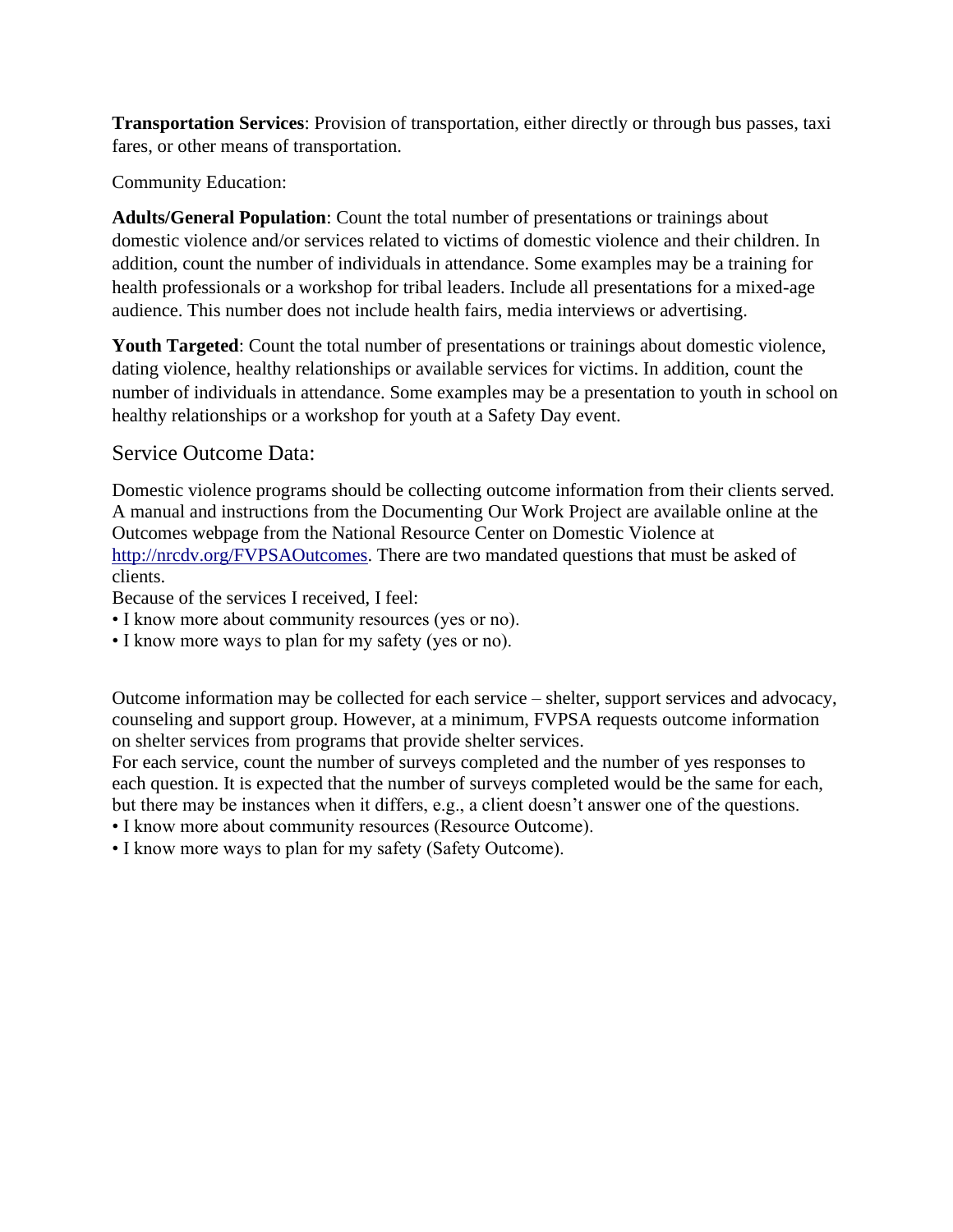**Transportation Services**: Provision of transportation, either directly or through bus passes, taxi fares, or other means of transportation.

Community Education:

**Adults/General Population**: Count the total number of presentations or trainings about domestic violence and/or services related to victims of domestic violence and their children. In addition, count the number of individuals in attendance. Some examples may be a training for health professionals or a workshop for tribal leaders. Include all presentations for a mixed-age audience. This number does not include health fairs, media interviews or advertising.

**Youth Targeted**: Count the total number of presentations or trainings about domestic violence, dating violence, healthy relationships or available services for victims. In addition, count the number of individuals in attendance. Some examples may be a presentation to youth in school on healthy relationships or a workshop for youth at a Safety Day event.

## Service Outcome Data:

Domestic violence programs should be collecting outcome information from their clients served. A manual and instructions from the Documenting Our Work Project are available online at the Outcomes webpage from the National Resource Center on Domestic Violence at [http://nrcdv.org/FVPSAOutcomes](http://nrcdv.org/FVPSAOutcomes). There are two mandated questions that must be asked of clients.

Because of the services I received, I feel:

- I know more about community resources (yes or no).
- I know more ways to plan for my safety (yes or no).

Outcome information may be collected for each service – shelter, support services and advocacy, counseling and support group. However, at a minimum, FVPSA requests outcome information on shelter services from programs that provide shelter services.

For each service, count the number of surveys completed and the number of yes responses to each question. It is expected that the number of surveys completed would be the same for each, but there may be instances when it differs, e.g., a client doesn't answer one of the questions.

- I know more about community resources (Resource Outcome).
- I know more ways to plan for my safety (Safety Outcome).